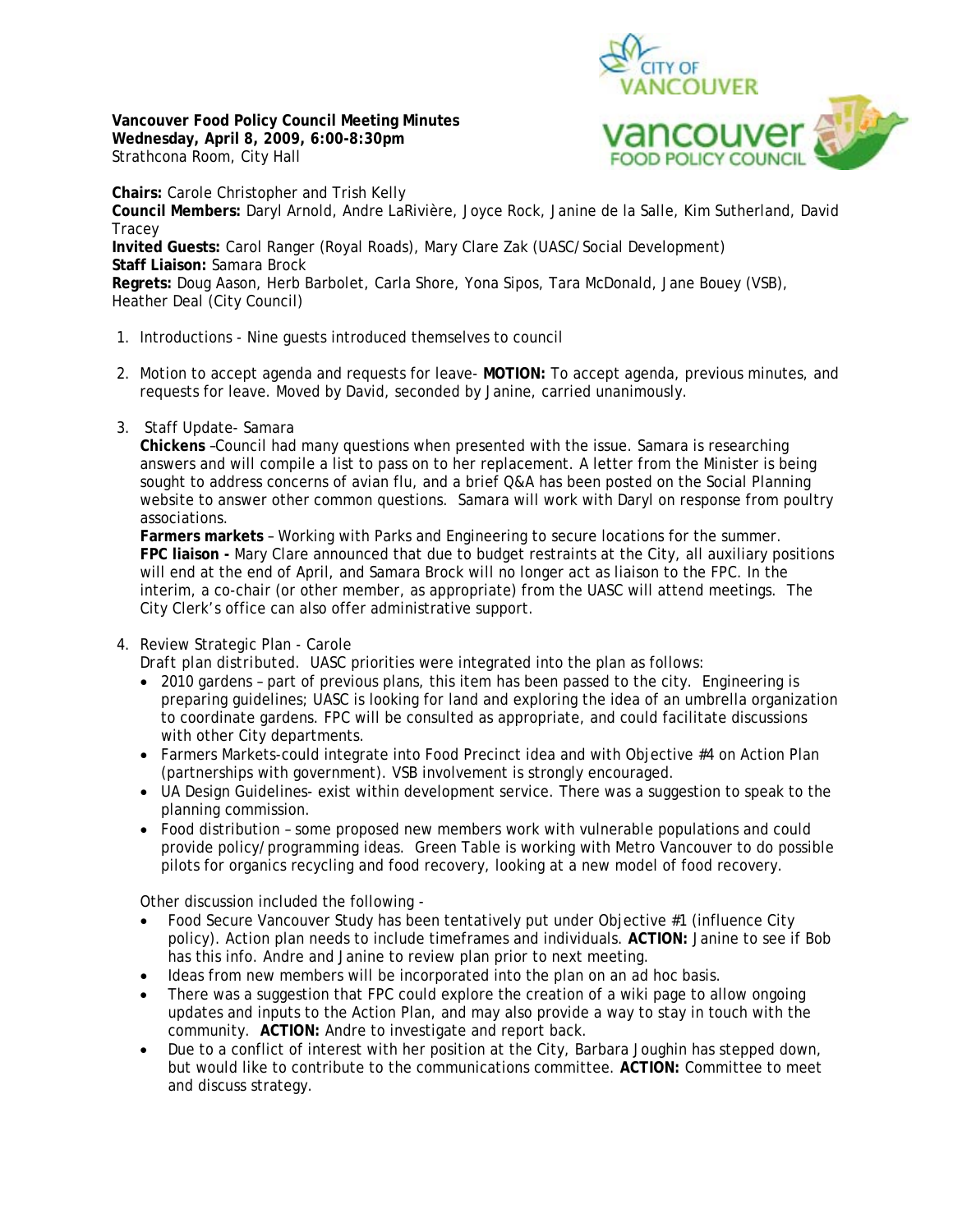**Vancouver Food Policy Council Meeting Minutes**
**Wednesday, April 8, 2009, 6:00-8:30pm**
Strathcona Room, City Hall

**Chairs:** Carole Christopher and Trish Kelly
**Council Members:** Daryl Arnold, Andre LaRivière, Joyce Rock, Janine de la Salle, Kim Sutherland, David Tracey
**Invited Guests:** Carol Ranger (Royal Roads), Mary Clare Zak (UASC/Social Development)
**Staff Liaison:** Samara Brock
**Regrets:** Doug Aason, Herb Barbolet, Carla Shore, Yona Sipos, Tara McDonald, Jane Bouey (VSB), Heather Deal (City Council)

1. Introductions - Nine guests introduced themselves to council

2. Motion to accept agenda and requests for leave- **MOTION:** To accept agenda, previous minutes, and requests for leave. Moved by David, seconded by Janine, carried unanimously.

3. Staff Update- Samara
   **Chickens** –Council had many questions when presented with the issue. Samara is researching answers and will compile a list to pass on to her replacement. A letter from the Minister is being sought to address concerns of avian flu, and a brief Q&A has been posted on the Social Planning website to answer other common questions. Samara will work with Daryl on response from poultry associations.
   **Farmers markets** – Working with Parks and Engineering to secure locations for the summer.
   **FPC liaison -** Mary Clare announced that due to budget restraints at the City, all auxiliary positions will end at the end of April, and Samara Brock will no longer act as liaison to the FPC. In the interim, a co-chair (or other member, as appropriate) from the UASC will attend meetings. The City Clerk's office can also offer administrative support.

4. Review Strategic Plan - Carole
   Draft plan distributed. UASC priorities were integrated into the plan as follows:
   - 2010 gardens – part of previous plans, this item has been passed to the city. Engineering is preparing guidelines; UASC is looking for land and exploring the idea of an umbrella organization to coordinate gardens. FPC will be consulted as appropriate, and could facilitate discussions with other City departments.
   - Farmers Markets-could integrate into Food Precinct idea and with Objective #4 on Action Plan (partnerships with government). VSB involvement is strongly encouraged.
   - UA Design Guidelines- exist within development service. There was a suggestion to speak to the planning commission.
   - Food distribution – some proposed new members work with vulnerable populations and could provide policy/programming ideas. Green Table is working with Metro Vancouver to do possible pilots for organics recycling and food recovery, looking at a new model of food recovery.

   Other discussion included the following -
   - Food Secure Vancouver Study has been tentatively put under Objective #1 (influence City policy). Action plan needs to include timeframes and individuals. **ACTION:** Janine to see if Bob has this info. Andre and Janine to review plan prior to next meeting.
   - Ideas from new members will be incorporated into the plan on an ad hoc basis.
   - There was a suggestion that FPC could explore the creation of a wiki page to allow ongoing updates and inputs to the Action Plan, and may also provide a way to stay in touch with the community. **ACTION:** Andre to investigate and report back.
   - Due to a conflict of interest with her position at the City, Barbara Joughin has stepped down, but would like to contribute to the communications committee. **ACTION:** Committee to meet and discuss strategy.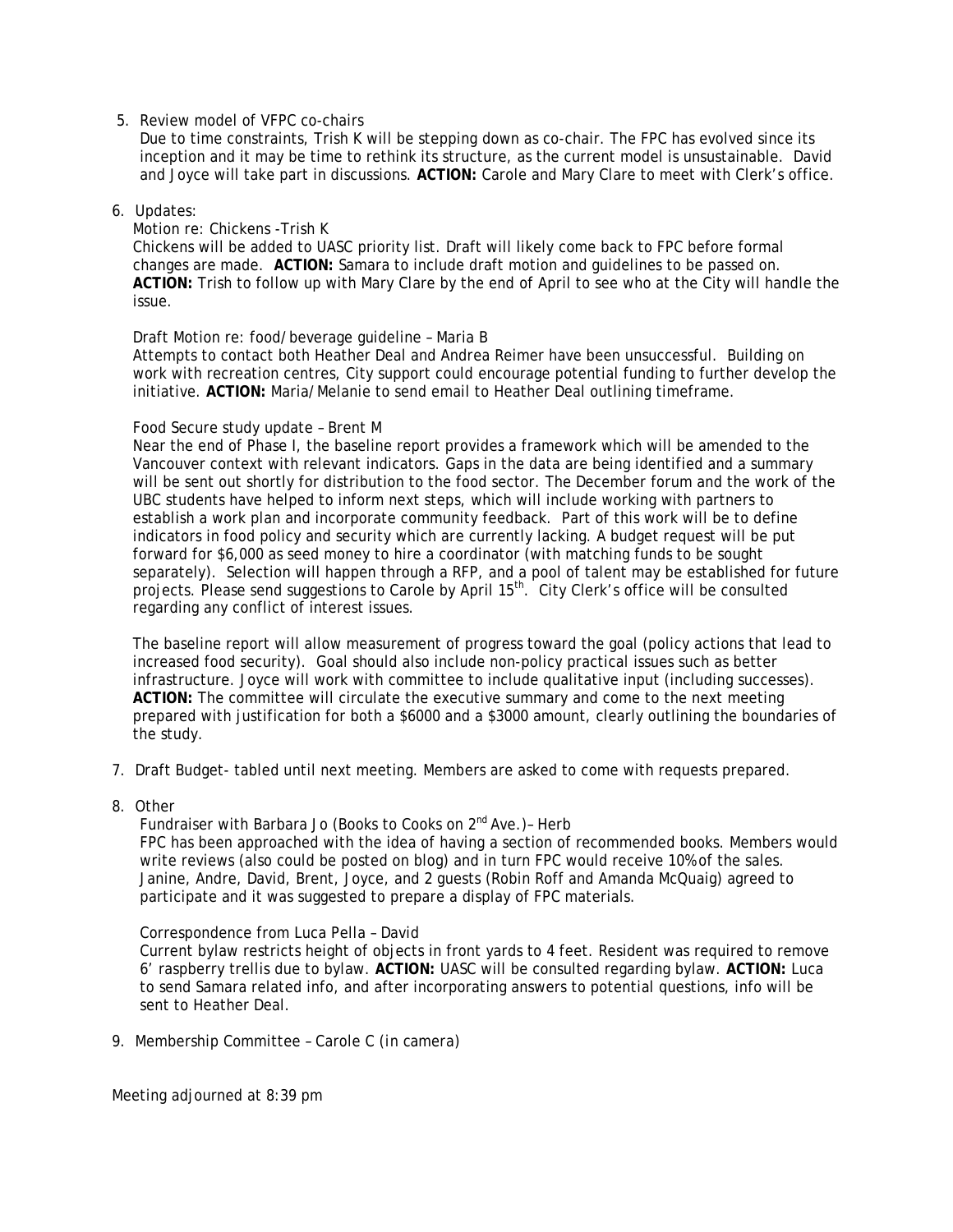5. Review model of VFPC co-chairs

   Due to time constraints, Trish K will be stepping down as co-chair. The FPC has evolved since its inception and it may be time to rethink its structure, as the current model is unsustainable. David and Joyce will take part in discussions. **ACTION:** Carole and Mary Clare to meet with Clerk's office.

6. Updates:

   Motion re: Chickens -Trish K

   Chickens will be added to UASC priority list. Draft will likely come back to FPC before formal changes are made. **ACTION:** Samara to include draft motion and guidelines to be passed on. **ACTION:** Trish to follow up with Mary Clare by the end of April to see who at the City will handle the issue.

   Draft Motion re: food/beverage guideline – Maria B

   Attempts to contact both Heather Deal and Andrea Reimer have been unsuccessful. Building on work with recreation centres, City support could encourage potential funding to further develop the initiative. **ACTION:** Maria/Melanie to send email to Heather Deal outlining timeframe.

   Food Secure study update – Brent M

   Near the end of Phase I, the baseline report provides a framework which will be amended to the Vancouver context with relevant indicators. Gaps in the data are being identified and a summary will be sent out shortly for distribution to the food sector. The December forum and the work of the UBC students have helped to inform next steps, which will include working with partners to establish a work plan and incorporate community feedback. Part of this work will be to define indicators in food policy and security which are currently lacking. A budget request will be put forward for $6,000 as seed money to hire a coordinator (with matching funds to be sought separately). Selection will happen through a RFP, and a pool of talent may be established for future projects. Please send suggestions to Carole by April 15th. City Clerk's office will be consulted regarding any conflict of interest issues.

   The baseline report will allow measurement of progress toward the goal (policy actions that lead to increased food security). Goal should also include non-policy practical issues such as better infrastructure. Joyce will work with committee to include qualitative input (including successes). **ACTION:** The committee will circulate the executive summary and come to the next meeting prepared with justification for both a $6000 and a $3000 amount, clearly outlining the boundaries of the study.

7. Draft Budget- tabled until next meeting. Members are asked to come with requests prepared.

8. Other

   Fundraiser with Barbara Jo (Books to Cooks on 2nd Ave.)– Herb

   FPC has been approached with the idea of having a section of recommended books. Members would write reviews (also could be posted on blog) and in turn FPC would receive 10% of the sales. Janine, Andre, David, Brent, Joyce, and 2 guests (Robin Roff and Amanda McQuaig) agreed to participate and it was suggested to prepare a display of FPC materials.

   Correspondence from Luca Pella – David

   Current bylaw restricts height of objects in front yards to 4 feet. Resident was required to remove 6' raspberry trellis due to bylaw. **ACTION:** UASC will be consulted regarding bylaw. **ACTION:** Luca to send Samara related info, and after incorporating answers to potential questions, info will be sent to Heather Deal.

9. Membership Committee – Carole C (in camera)

Meeting adjourned at 8:39 pm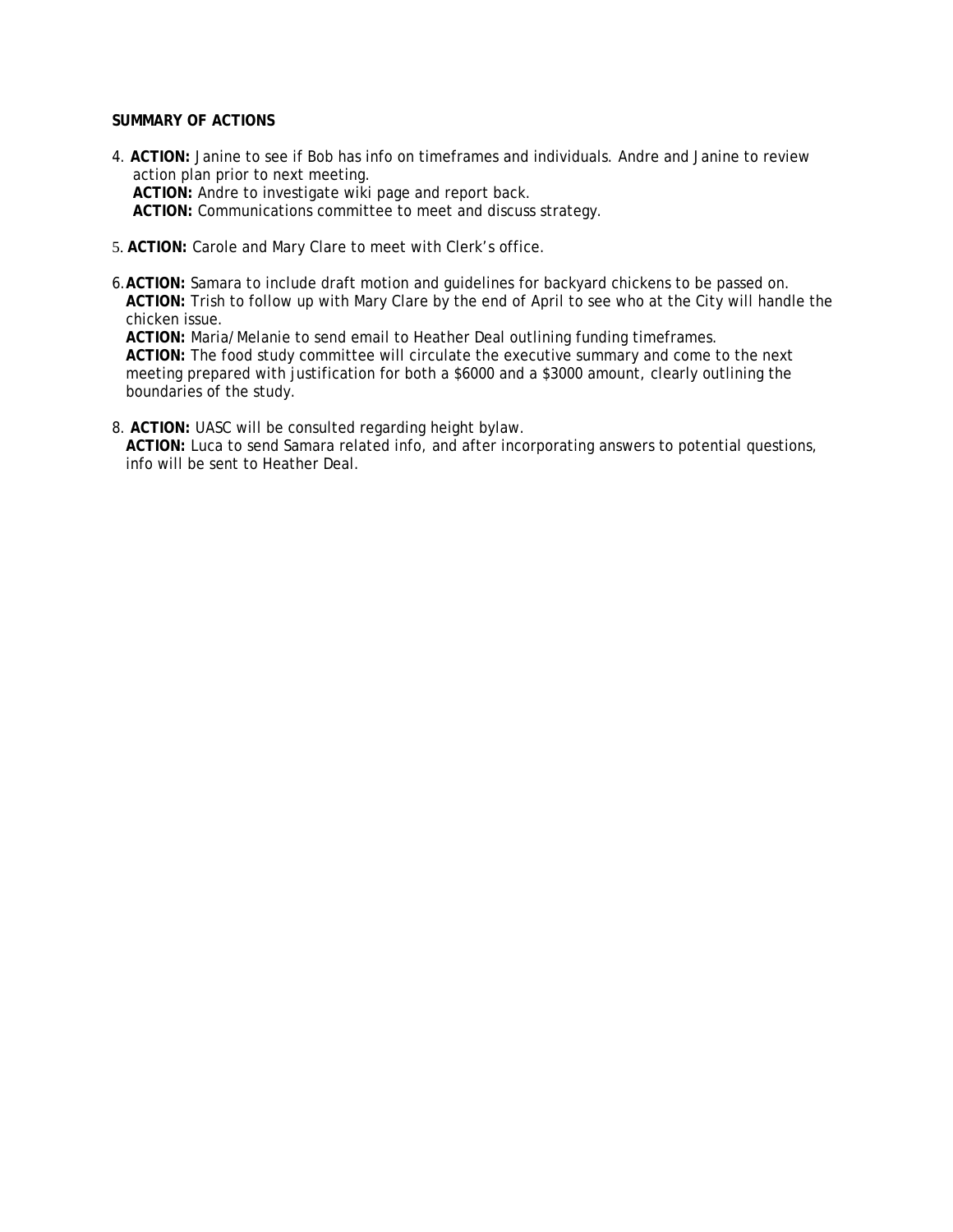**SUMMARY OF ACTIONS**

4. **ACTION:** Janine to see if Bob has info on timeframes and individuals. Andre and Janine to review action plan prior to next meeting.
   **ACTION:** Andre to investigate wiki page and report back.
   **ACTION:** Communications committee to meet and discuss strategy.

5. **ACTION:** Carole and Mary Clare to meet with Clerk's office.

6. **ACTION:** Samara to include draft motion and guidelines for backyard chickens to be passed on.
   **ACTION:** Trish to follow up with Mary Clare by the end of April to see who at the City will handle the chicken issue.
   **ACTION:** Maria/Melanie to send email to Heather Deal outlining funding timeframes.
   **ACTION:** The food study committee will circulate the executive summary and come to the next meeting prepared with justification for both a $6000 and a $3000 amount, clearly outlining the boundaries of the study.

8. **ACTION:** UASC will be consulted regarding height bylaw.
   **ACTION:** Luca to send Samara related info, and after incorporating answers to potential questions, info will be sent to Heather Deal.